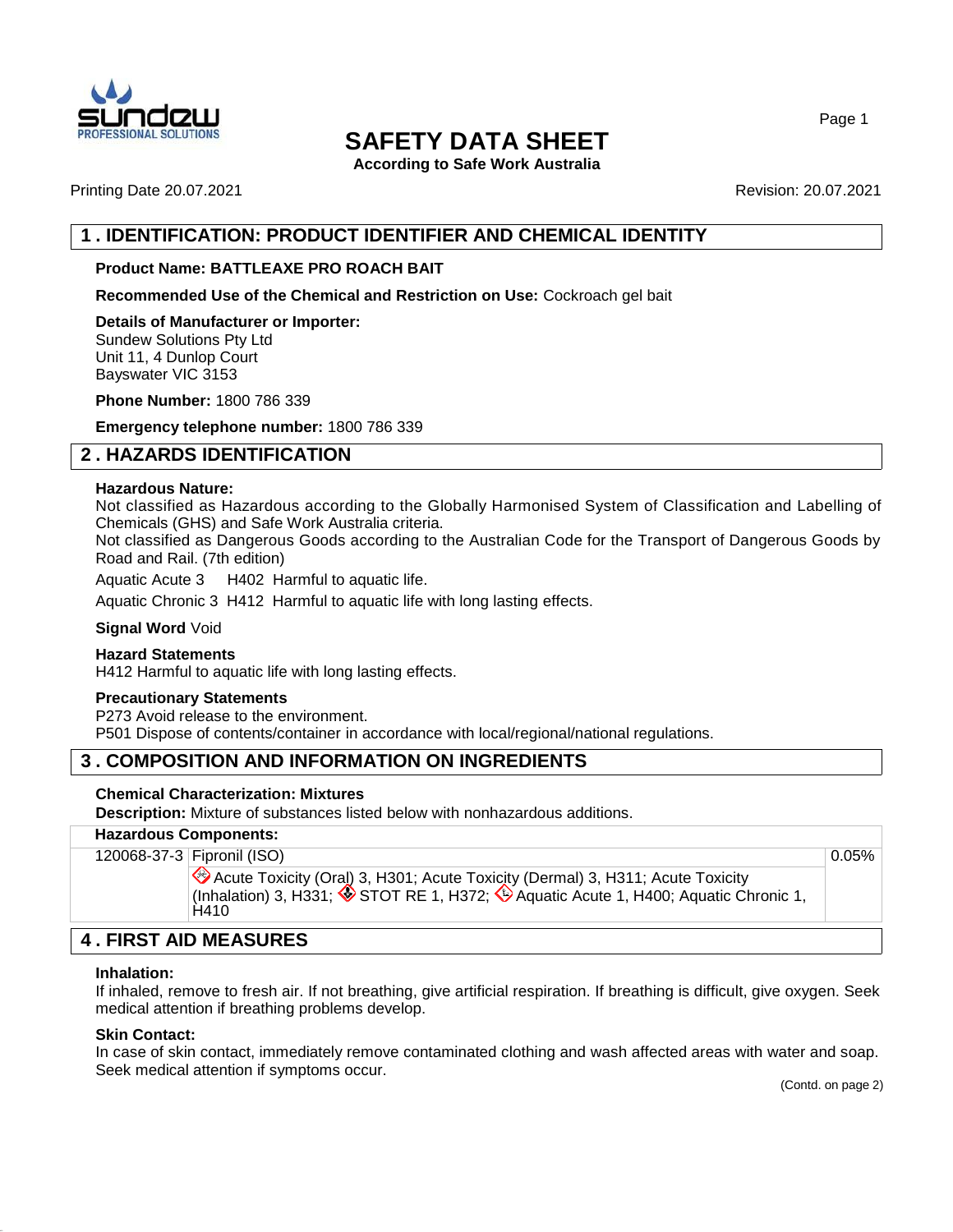# SAFETY DATA SHEET

**According to Safe Work Australia**

Printing Date 20.07.2021 | Revision: 20.07.2021

## 1 . IDENTIFICATION: PRODUCT IDENTIFIER AND CHEMICAL IDENTITY

**Product Name: BATTLEAXE PRO ROACH BAIT**

**Recommended Use of the Chemical and Restriction on Use:** Cockroach gel bait

**Details of Manufacturer or Importer:**
Sundew Solutions Pty Ltd
Unit 11, 4 Dunlop Court
Bayswater VIC 3153

**Phone Number:** 1800 786 339

**Emergency telephone number:** 1800 786 339

## 2 . HAZARDS IDENTIFICATION

**Hazardous Nature:**
Not classified as Hazardous according to the Globally Harmonised System of Classification and Labelling of Chemicals (GHS) and Safe Work Australia criteria.
Not classified as Dangerous Goods according to the Australian Code for the Transport of Dangerous Goods by Road and Rail. (7th edition)

Aquatic Acute 3 H402 Harmful to aquatic life.

Aquatic Chronic 3 H412 Harmful to aquatic life with long lasting effects.

**Signal Word** Void

**Hazard Statements**
H412 Harmful to aquatic life with long lasting effects.

**Precautionary Statements**
P273 Avoid release to the environment.
P501 Dispose of contents/container in accordance with local/regional/national regulations.

## 3 . COMPOSITION AND INFORMATION ON INGREDIENTS

**Chemical Characterization: Mixtures**
**Description:** Mixture of substances listed below with nonhazardous additions.

**Hazardous Components:**

| | | |
|---|---|---|
| 120068-37-3 | Fipronil (ISO) | 0.05% |
| | Acute Toxicity (Oral) 3, H301; Acute Toxicity (Dermal) 3, H311; Acute Toxicity (Inhalation) 3, H331; STOT RE 1, H372; Aquatic Acute 1, H400; Aquatic Chronic 1, H410 | |

## 4 . FIRST AID MEASURES

**Inhalation:**
If inhaled, remove to fresh air. If not breathing, give artificial respiration. If breathing is difficult, give oxygen. Seek medical attention if breathing problems develop.

**Skin Contact:**
In case of skin contact, immediately remove contaminated clothing and wash affected areas with water and soap. Seek medical attention if symptoms occur.

(Contd. on page 2)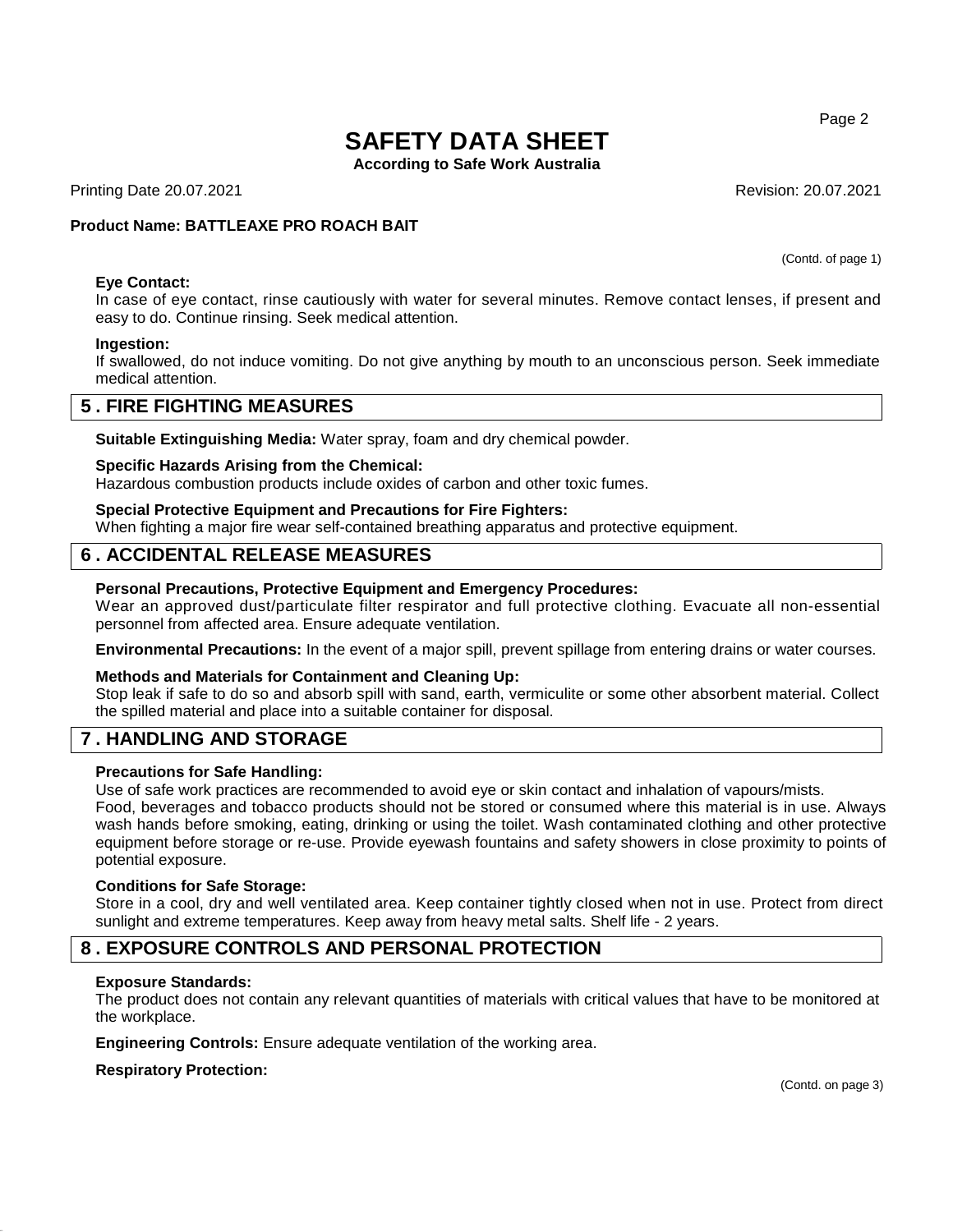(Contd. of page 1)

**Eye Contact:**
In case of eye contact, rinse cautiously with water for several minutes. Remove contact lenses, if present and easy to do. Continue rinsing. Seek medical attention.

**Ingestion:**
If swallowed, do not induce vomiting. Do not give anything by mouth to an unconscious person. Seek immediate medical attention.

## 5 . FIRE FIGHTING MEASURES

**Suitable Extinguishing Media:** Water spray, foam and dry chemical powder.

**Specific Hazards Arising from the Chemical:**
Hazardous combustion products include oxides of carbon and other toxic fumes.

**Special Protective Equipment and Precautions for Fire Fighters:**
When fighting a major fire wear self-contained breathing apparatus and protective equipment.

## 6 . ACCIDENTAL RELEASE MEASURES

**Personal Precautions, Protective Equipment and Emergency Procedures:**
Wear an approved dust/particulate filter respirator and full protective clothing. Evacuate all non-essential personnel from affected area. Ensure adequate ventilation.

**Environmental Precautions:** In the event of a major spill, prevent spillage from entering drains or water courses.

**Methods and Materials for Containment and Cleaning Up:**
Stop leak if safe to do so and absorb spill with sand, earth, vermiculite or some other absorbent material. Collect the spilled material and place into a suitable container for disposal.

## 7 . HANDLING AND STORAGE

**Precautions for Safe Handling:**
Use of safe work practices are recommended to avoid eye or skin contact and inhalation of vapours/mists.
Food, beverages and tobacco products should not be stored or consumed where this material is in use. Always wash hands before smoking, eating, drinking or using the toilet. Wash contaminated clothing and other protective equipment before storage or re-use. Provide eyewash fountains and safety showers in close proximity to points of potential exposure.

**Conditions for Safe Storage:**
Store in a cool, dry and well ventilated area. Keep container tightly closed when not in use. Protect from direct sunlight and extreme temperatures. Keep away from heavy metal salts. Shelf life - 2 years.

## 8 . EXPOSURE CONTROLS AND PERSONAL PROTECTION

**Exposure Standards:**
The product does not contain any relevant quantities of materials with critical values that have to be monitored at the workplace.

**Engineering Controls:** Ensure adequate ventilation of the working area.

**Respiratory Protection:**

(Contd. on page 3)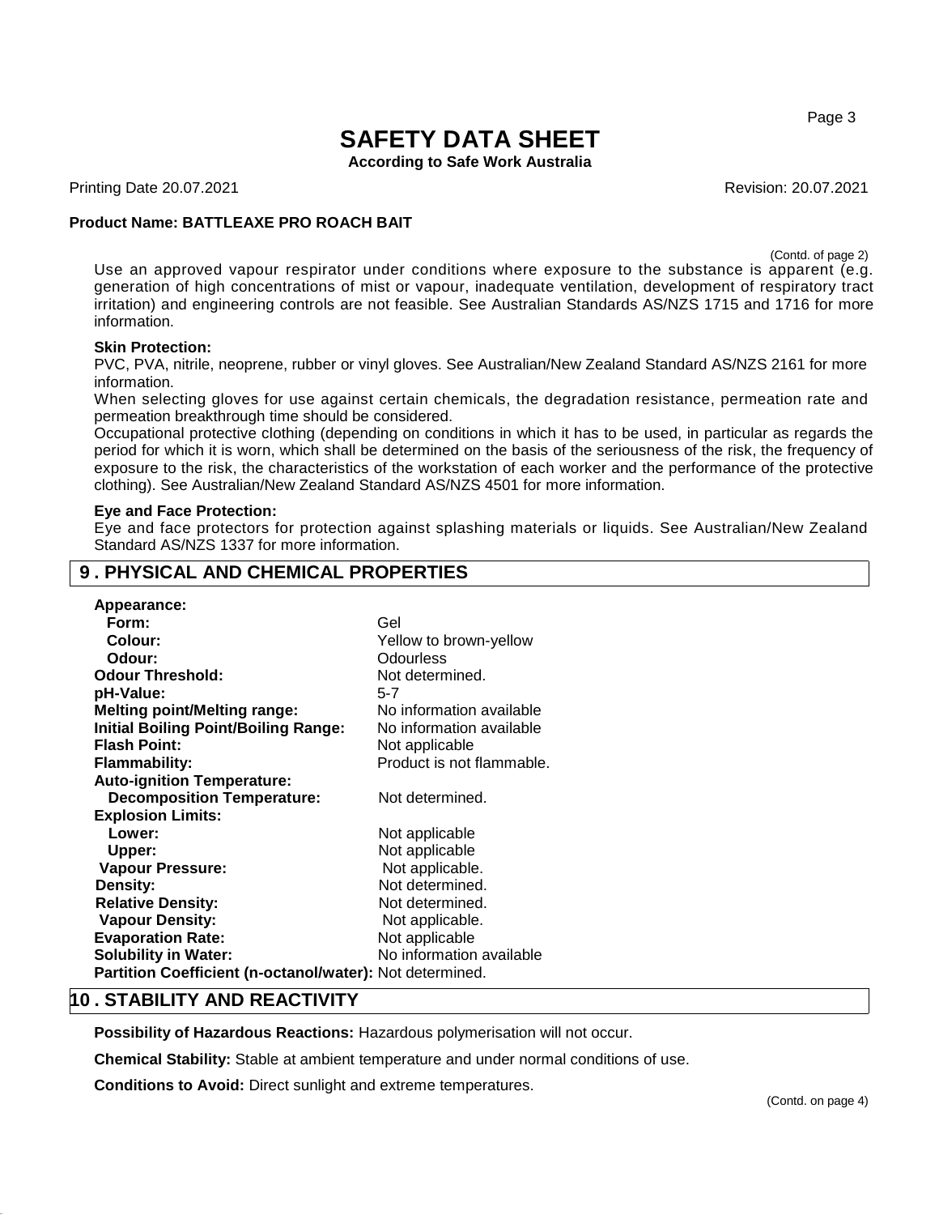(Contd. of page 2)

Use an approved vapour respirator under conditions where exposure to the substance is apparent (e.g. generation of high concentrations of mist or vapour, inadequate ventilation, development of respiratory tract irritation) and engineering controls are not feasible. See Australian Standards AS/NZS 1715 and 1716 for more information.

**Skin Protection:**

PVC, PVA, nitrile, neoprene, rubber or vinyl gloves. See Australian/New Zealand Standard AS/NZS 2161 for more information.

When selecting gloves for use against certain chemicals, the degradation resistance, permeation rate and permeation breakthrough time should be considered.

Occupational protective clothing (depending on conditions in which it has to be used, in particular as regards the period for which it is worn, which shall be determined on the basis of the seriousness of the risk, the frequency of exposure to the risk, the characteristics of the workstation of each worker and the performance of the protective clothing). See Australian/New Zealand Standard AS/NZS 4501 for more information.

**Eye and Face Protection:**

Eye and face protectors for protection against splashing materials or liquids. See Australian/New Zealand Standard AS/NZS 1337 for more information.

## 9 . PHYSICAL AND CHEMICAL PROPERTIES

| | |
|---|---|
| **Appearance:** | |
| **Form:** | Gel |
| **Colour:** | Yellow to brown-yellow |
| **Odour:** | Odourless |
| **Odour Threshold:** | Not determined. |
| **pH-Value:** | 5-7 |
| **Melting point/Melting range:** | No information available |
| **Initial Boiling Point/Boiling Range:** | No information available |
| **Flash Point:** | Not applicable |
| **Flammability:** | Product is not flammable. |
| **Auto-ignition Temperature:** | |
| **Decomposition Temperature:** | Not determined. |
| **Explosion Limits:** | |
| **Lower:** | Not applicable |
| **Upper:** | Not applicable |
| **Vapour Pressure:** | Not applicable. |
| **Density:** | Not determined. |
| **Relative Density:** | Not determined. |
| **Vapour Density:** | Not applicable. |
| **Evaporation Rate:** | Not applicable |
| **Solubility in Water:** | No information available |
| **Partition Coefficient (n-octanol/water):** | Not determined. |

## 10 . STABILITY AND REACTIVITY

**Possibility of Hazardous Reactions:** Hazardous polymerisation will not occur.

**Chemical Stability:** Stable at ambient temperature and under normal conditions of use.

**Conditions to Avoid:** Direct sunlight and extreme temperatures.

(Contd. on page 4)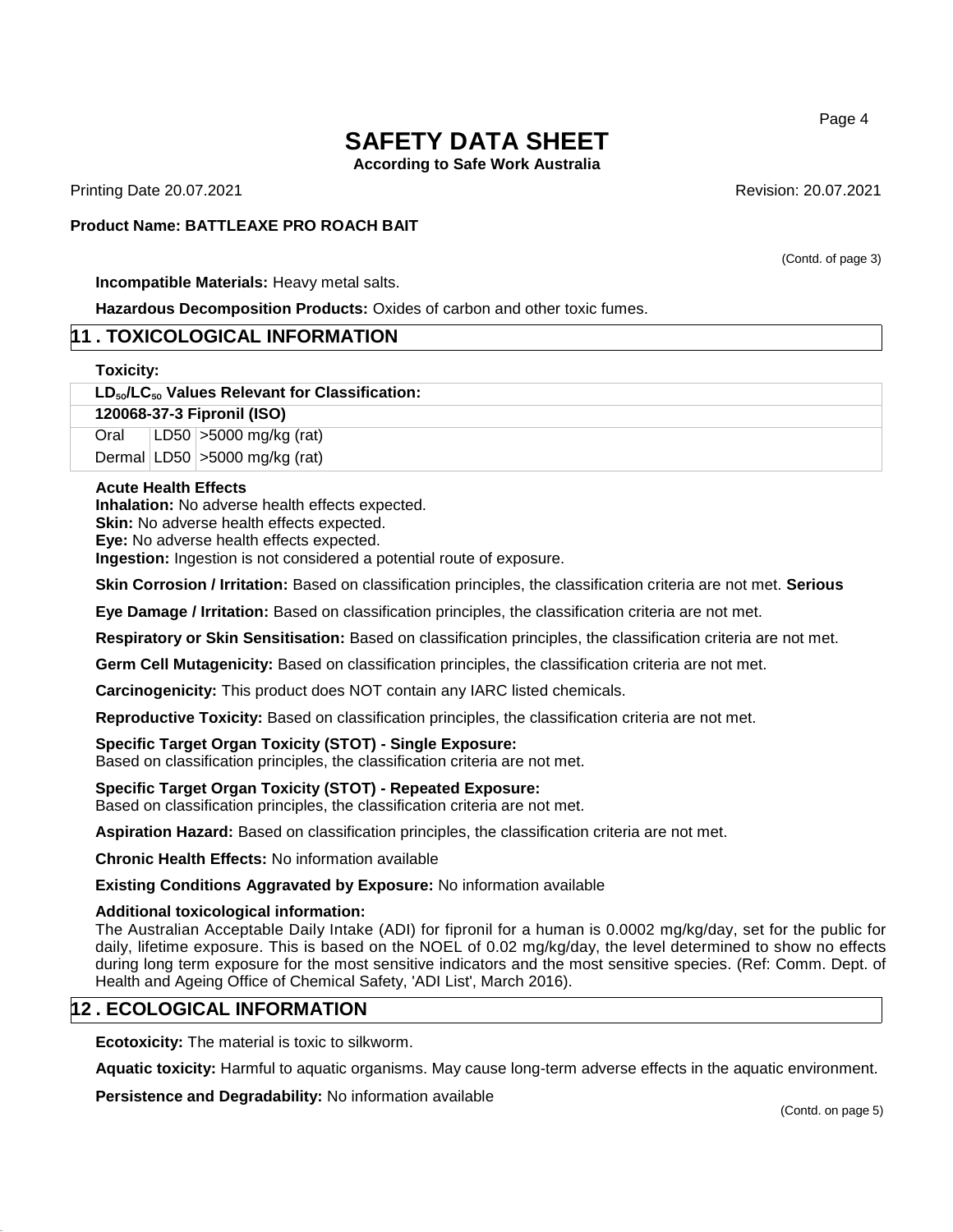(Contd. of page 3)

**Incompatible Materials:** Heavy metal salts.

**Hazardous Decomposition Products:** Oxides of carbon and other toxic fumes.

## 11 . TOXICOLOGICAL INFORMATION

**Toxicity:**

| | | |
|---|---|---|
| **$LD_{50}/LC_{50}$ Values Relevant for Classification:** | | |
| **120068-37-3 Fipronil (ISO)** | | |
| Oral | LD50 | >5000 mg/kg (rat) |
| Dermal | LD50 | >5000 mg/kg (rat) |

**Acute Health Effects**
**Inhalation:** No adverse health effects expected.
**Skin:** No adverse health effects expected.
**Eye:** No adverse health effects expected.
**Ingestion:** Ingestion is not considered a potential route of exposure.

**Skin Corrosion / Irritation:** Based on classification principles, the classification criteria are not met. **Serious**

**Eye Damage / Irritation:** Based on classification principles, the classification criteria are not met.

**Respiratory or Skin Sensitisation:** Based on classification principles, the classification criteria are not met.

**Germ Cell Mutagenicity:** Based on classification principles, the classification criteria are not met.

**Carcinogenicity:** This product does NOT contain any IARC listed chemicals.

**Reproductive Toxicity:** Based on classification principles, the classification criteria are not met.

**Specific Target Organ Toxicity (STOT) - Single Exposure:**
Based on classification principles, the classification criteria are not met.

**Specific Target Organ Toxicity (STOT) - Repeated Exposure:**
Based on classification principles, the classification criteria are not met.

**Aspiration Hazard:** Based on classification principles, the classification criteria are not met.

**Chronic Health Effects:** No information available

**Existing Conditions Aggravated by Exposure:** No information available

**Additional toxicological information:**
The Australian Acceptable Daily Intake (ADI) for fipronil for a human is 0.0002 mg/kg/day, set for the public for daily, lifetime exposure. This is based on the NOEL of 0.02 mg/kg/day, the level determined to show no effects during long term exposure for the most sensitive indicators and the most sensitive species. (Ref: Comm. Dept. of Health and Ageing Office of Chemical Safety, 'ADI List', March 2016).

## 12 . ECOLOGICAL INFORMATION

**Ecotoxicity:** The material is toxic to silkworm.

**Aquatic toxicity:** Harmful to aquatic organisms. May cause long-term adverse effects in the aquatic environment.

**Persistence and Degradability:** No information available

(Contd. on page 5)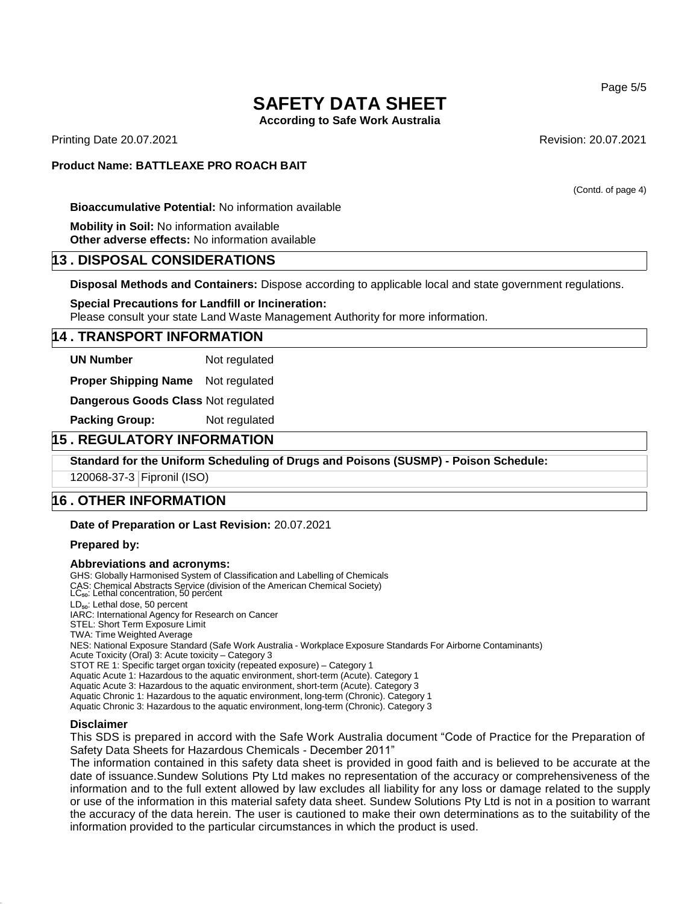(Contd. of page 4)

**Bioaccumulative Potential:** No information available

**Mobility in Soil:** No information available
**Other adverse effects:** No information available

## 13 . DISPOSAL CONSIDERATIONS

**Disposal Methods and Containers:** Dispose according to applicable local and state government regulations.

**Special Precautions for Landfill or Incineration:**
Please consult your state Land Waste Management Authority for more information.

## 14 . TRANSPORT INFORMATION

| | |
|---|---|
| **UN Number** | Not regulated |
| **Proper Shipping Name** | Not regulated |
| **Dangerous Goods Class** | Not regulated |
| **Packing Group:** | Not regulated |

## 15 . REGULATORY INFORMATION

**Standard for the Uniform Scheduling of Drugs and Poisons (SUSMP) - Poison Schedule:**

| | |
|---|---|
| 120068-37-3 | Fipronil (ISO) |

## 16 . OTHER INFORMATION

**Date of Preparation or Last Revision:** 20.07.2021

**Prepared by:**

**Abbreviations and acronyms:**
GHS: Globally Harmonised System of Classification and Labelling of Chemicals
CAS: Chemical Abstracts Service (division of the American Chemical Society)
$LC_{50}$: Lethal concentration, 50 percent
$LD_{50}$: Lethal dose, 50 percent
IARC: International Agency for Research on Cancer
STEL: Short Term Exposure Limit
TWA: Time Weighted Average
NES: National Exposure Standard (Safe Work Australia - Workplace Exposure Standards For Airborne Contaminants)
Acute Toxicity (Oral) 3: Acute toxicity – Category 3
STOT RE 1: Specific target organ toxicity (repeated exposure) – Category 1
Aquatic Acute 1: Hazardous to the aquatic environment, short-term (Acute). Category 1
Aquatic Acute 3: Hazardous to the aquatic environment, short-term (Acute). Category 3
Aquatic Chronic 1: Hazardous to the aquatic environment, long-term (Chronic). Category 1
Aquatic Chronic 3: Hazardous to the aquatic environment, long-term (Chronic). Category 3

**Disclaimer**
This SDS is prepared in accord with the Safe Work Australia document "Code of Practice for the Preparation of Safety Data Sheets for Hazardous Chemicals - December 2011"
The information contained in this safety data sheet is provided in good faith and is believed to be accurate at the date of issuance.Sundew Solutions Pty Ltd makes no representation of the accuracy or comprehensiveness of the information and to the full extent allowed by law excludes all liability for any loss or damage related to the supply or use of the information in this material safety data sheet. Sundew Solutions Pty Ltd is not in a position to warrant the accuracy of the data herein. The user is cautioned to make their own determinations as to the suitability of the information provided to the particular circumstances in which the product is used.